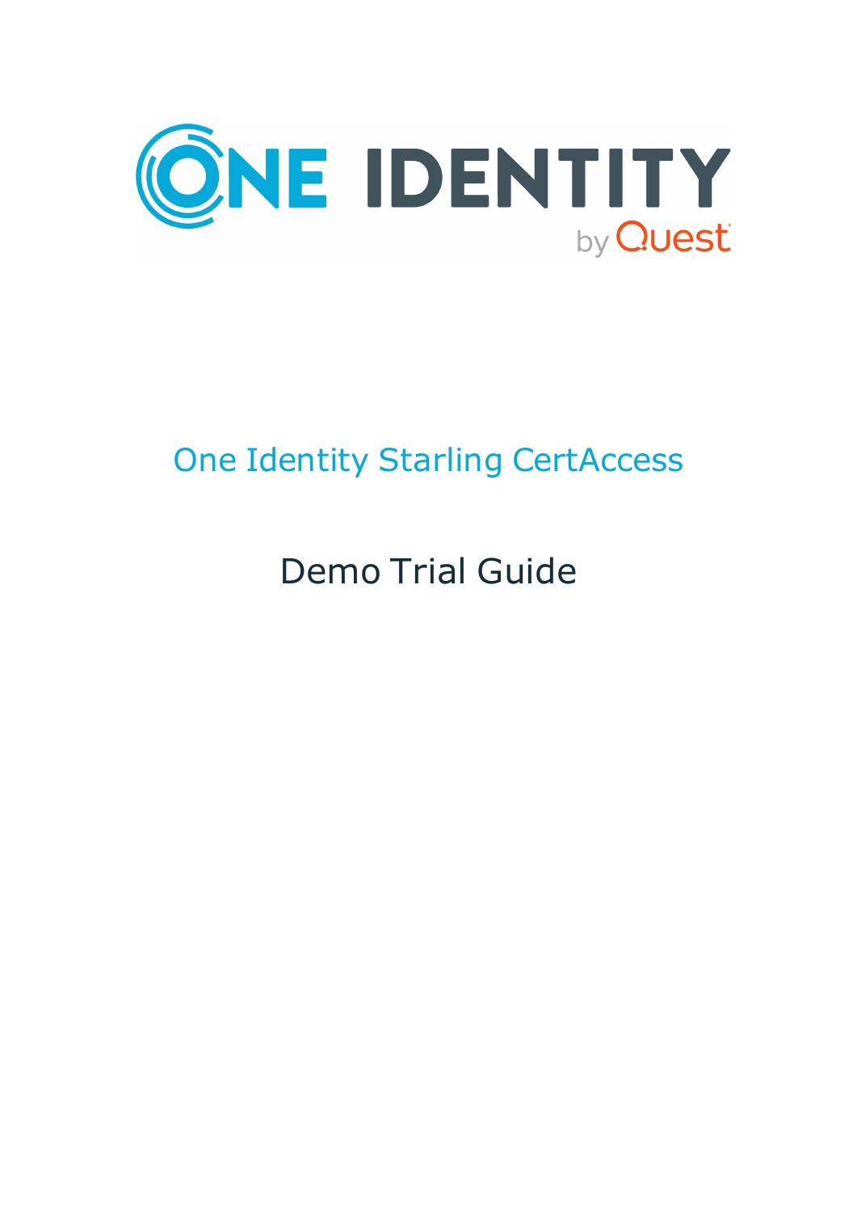ONE IDENTITY by Quest

# One Identity Starling CertAccess

## Demo Trial Guide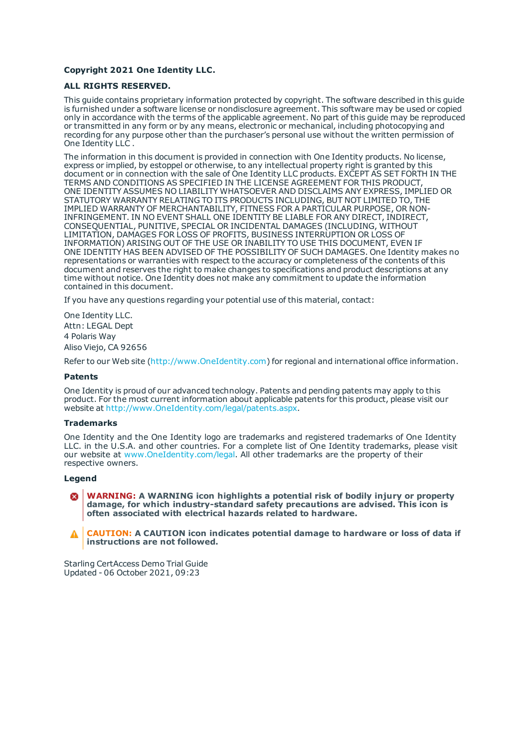**Copyright 2021 One Identity LLC.**

**ALL RIGHTS RESERVED.**

This guide contains proprietary information protected by copyright. The software described in this guide is furnished under a software license or nondisclosure agreement. This software may be used or copied only in accordance with the terms of the applicable agreement. No part of this guide may be reproduced or transmitted in any form or by any means, electronic or mechanical, including photocopying and recording for any purpose other than the purchaser's personal use without the written permission of One Identity LLC .

The information in this document is provided in connection with One Identity products. No license, express or implied, by estoppel or otherwise, to any intellectual property right is granted by this document or in connection with the sale of One Identity LLC products. EXCEPT AS SET FORTH IN THE TERMS AND CONDITIONS AS SPECIFIED IN THE LICENSE AGREEMENT FOR THIS PRODUCT, ONE IDENTITY ASSUMES NO LIABILITY WHATSOEVER AND DISCLAIMS ANY EXPRESS, IMPLIED OR STATUTORY WARRANTY RELATING TO ITS PRODUCTS INCLUDING, BUT NOT LIMITED TO, THE IMPLIED WARRANTY OF MERCHANTABILITY, FITNESS FOR A PARTICULAR PURPOSE, OR NON-INFRINGEMENT. IN NO EVENT SHALL ONE IDENTITY BE LIABLE FOR ANY DIRECT, INDIRECT, CONSEQUENTIAL, PUNITIVE, SPECIAL OR INCIDENTAL DAMAGES (INCLUDING, WITHOUT LIMITATION, DAMAGES FOR LOSS OF PROFITS, BUSINESS INTERRUPTION OR LOSS OF INFORMATION) ARISING OUT OF THE USE OR INABILITY TO USE THIS DOCUMENT, EVEN IF ONE IDENTITY HAS BEEN ADVISED OF THE POSSIBILITY OF SUCH DAMAGES. One Identity makes no representations or warranties with respect to the accuracy or completeness of the contents of this document and reserves the right to make changes to specifications and product descriptions at any time without notice. One Identity does not make any commitment to update the information contained in this document.

If you have any questions regarding your potential use of this material, contact:

One Identity LLC.
Attn: LEGAL Dept
4 Polaris Way
Aliso Viejo, CA 92656

Refer to our Web site (http://www.OneIdentity.com) for regional and international office information.

### Patents

One Identity is proud of our advanced technology. Patents and pending patents may apply to this product. For the most current information about applicable patents for this product, please visit our website at http://www.OneIdentity.com/legal/patents.aspx.

### Trademarks

One Identity and the One Identity logo are trademarks and registered trademarks of One Identity LLC. in the U.S.A. and other countries. For a complete list of One Identity trademarks, please visit our website at www.OneIdentity.com/legal. All other trademarks are the property of their respective owners.

### Legend

**WARNING: A WARNING icon highlights a potential risk of bodily injury or property damage, for which industry-standard safety precautions are advised. This icon is often associated with electrical hazards related to hardware.**

**CAUTION: A CAUTION icon indicates potential damage to hardware or loss of data if instructions are not followed.**

Starling CertAccess Demo Trial Guide
Updated - 06 October 2021, 09:23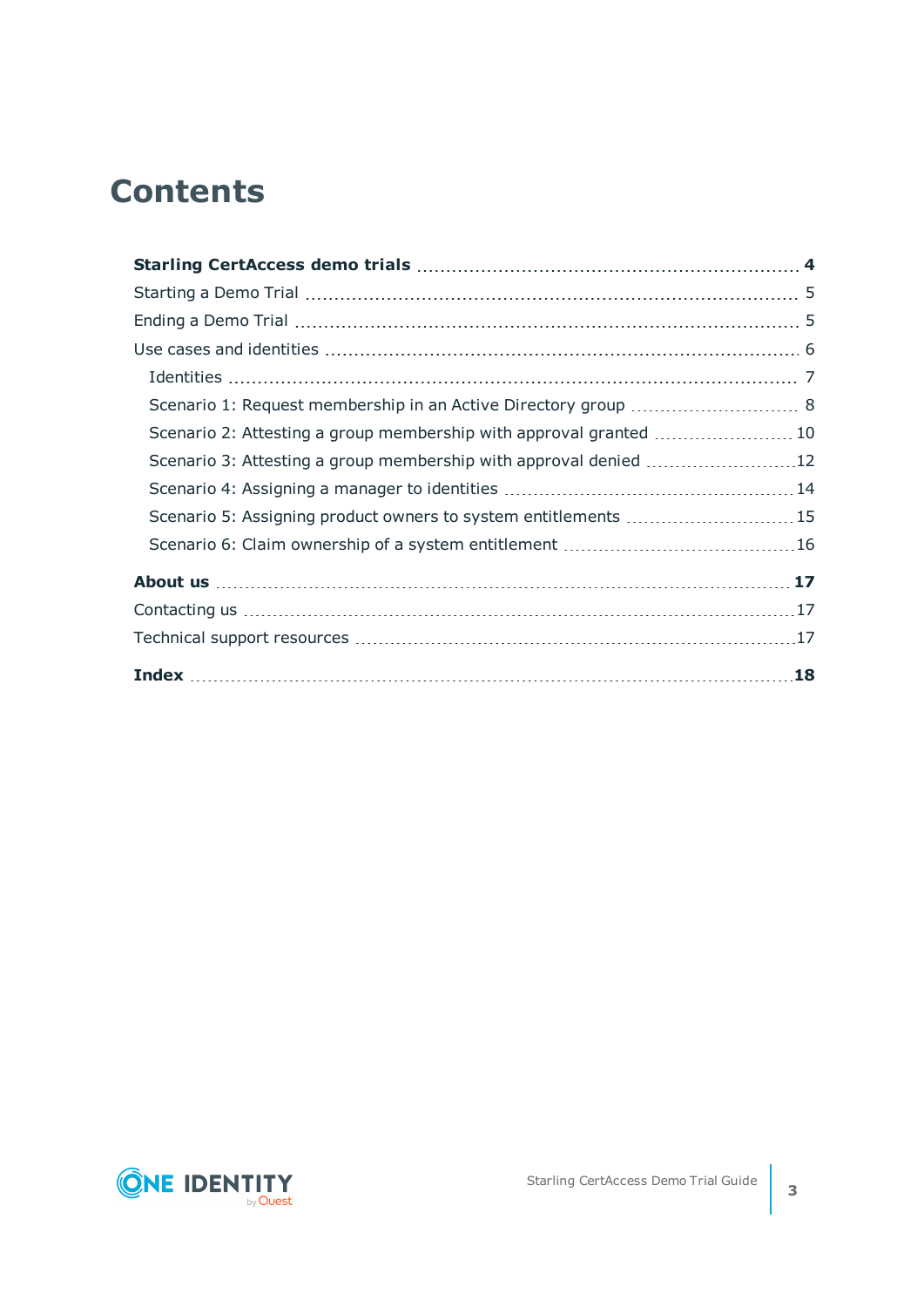# Contents

**Starling CertAccess demo trials** .... **4**

Starting a Demo Trial .... 5

Ending a Demo Trial .... 5

Use cases and identities .... 6

- Identities .... 7
- Scenario 1: Request membership in an Active Directory group .... 8
- Scenario 2: Attesting a group membership with approval granted .... 10
- Scenario 3: Attesting a group membership with approval denied .... 12
- Scenario 4: Assigning a manager to identities .... 14
- Scenario 5: Assigning product owners to system entitlements .... 15
- Scenario 6: Claim ownership of a system entitlement .... 16

**About us** .... **17**

Contacting us .... 17

Technical support resources .... 17

**Index** .... **18**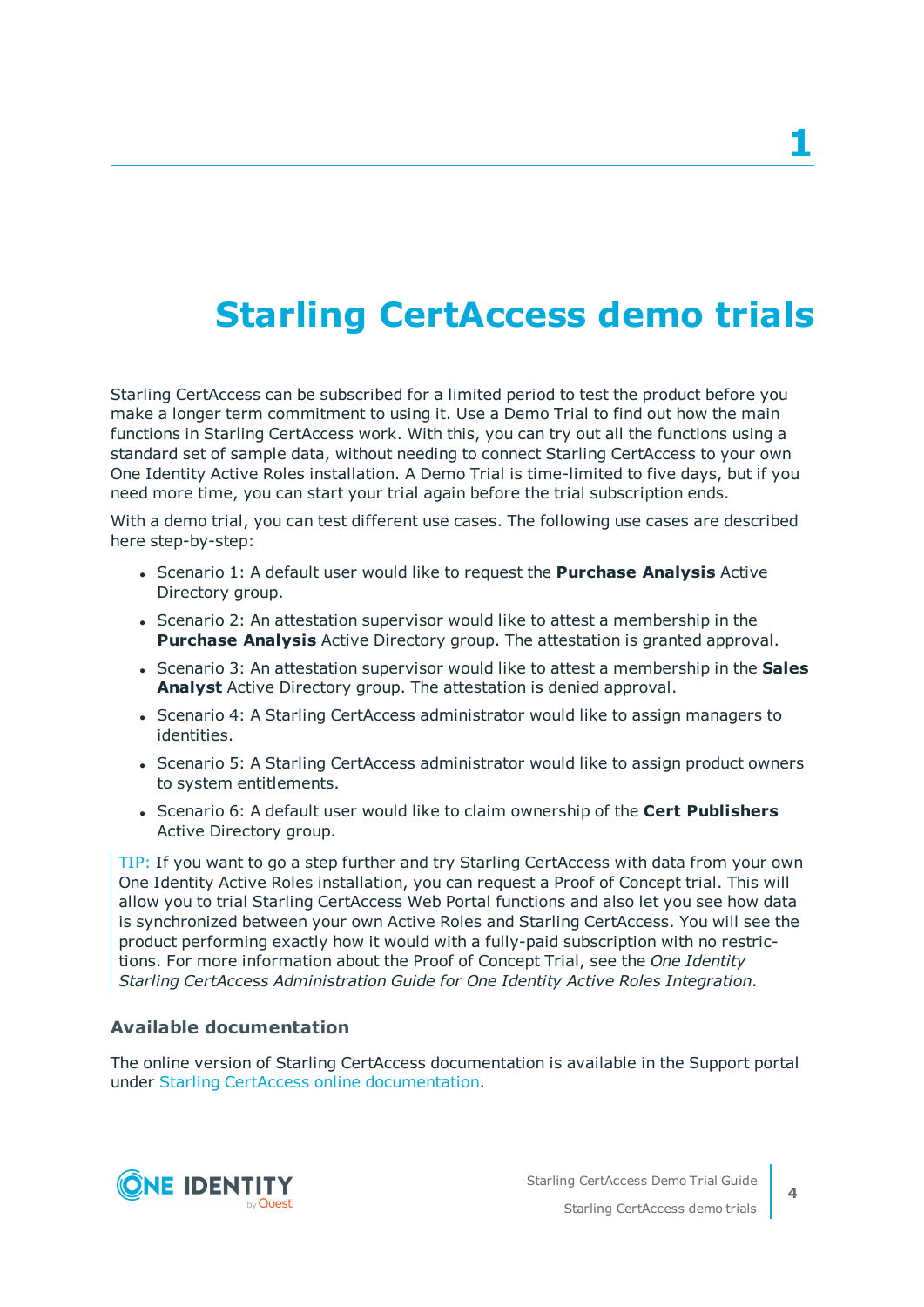# 1 Starling CertAccess demo trials

Starling CertAccess can be subscribed for a limited period to test the product before you make a longer term commitment to using it. Use a Demo Trial to find out how the main functions in Starling CertAccess work. With this, you can try out all the functions using a standard set of sample data, without needing to connect Starling CertAccess to your own One Identity Active Roles installation. A Demo Trial is time-limited to five days, but if you need more time, you can start your trial again before the trial subscription ends.

With a demo trial, you can test different use cases. The following use cases are described here step-by-step:

- Scenario 1: A default user would like to request the **Purchase Analysis** Active Directory group.
- Scenario 2: An attestation supervisor would like to attest a membership in the **Purchase Analysis** Active Directory group. The attestation is granted approval.
- Scenario 3: An attestation supervisor would like to attest a membership in the **Sales Analyst** Active Directory group. The attestation is denied approval.
- Scenario 4: A Starling CertAccess administrator would like to assign managers to identities.
- Scenario 5: A Starling CertAccess administrator would like to assign product owners to system entitlements.
- Scenario 6: A default user would like to claim ownership of the **Cert Publishers** Active Directory group.

> TIP: If you want to go a step further and try Starling CertAccess with data from your own One Identity Active Roles installation, you can request a Proof of Concept trial. This will allow you to trial Starling CertAccess Web Portal functions and also let you see how data is synchronized between your own Active Roles and Starling CertAccess. You will see the product performing exactly how it would with a fully-paid subscription with no restrictions. For more information about the Proof of Concept Trial, see the *One Identity Starling CertAccess Administration Guide for One Identity Active Roles Integration*.

### Available documentation

The online version of Starling CertAccess documentation is available in the Support portal under Starling CertAccess online documentation.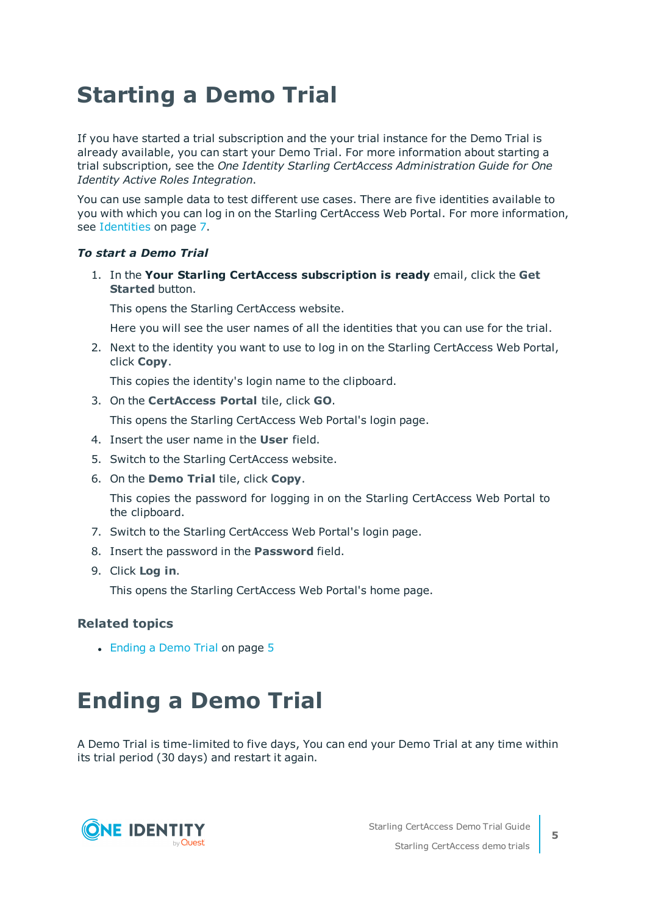# Starting a Demo Trial

If you have started a trial subscription and the your trial instance for the Demo Trial is already available, you can start your Demo Trial. For more information about starting a trial subscription, see the *One Identity Starling CertAccess Administration Guide for One Identity Active Roles Integration*.

You can use sample data to test different use cases. There are five identities available to you with which you can log in on the Starling CertAccess Web Portal. For more information, see Identities on page 7.

***To start a Demo Trial***

1. In the **Your Starling CertAccess subscription is ready** email, click the **Get Started** button.

   This opens the Starling CertAccess website.

   Here you will see the user names of all the identities that you can use for the trial.

2. Next to the identity you want to use to log in on the Starling CertAccess Web Portal, click **Copy**.

   This copies the identity's login name to the clipboard.

3. On the **CertAccess Portal** tile, click **GO**.

   This opens the Starling CertAccess Web Portal's login page.

4. Insert the user name in the **User** field.
5. Switch to the Starling CertAccess website.
6. On the **Demo Trial** tile, click **Copy**.

   This copies the password for logging in on the Starling CertAccess Web Portal to the clipboard.

7. Switch to the Starling CertAccess Web Portal's login page.
8. Insert the password in the **Password** field.
9. Click **Log in**.

   This opens the Starling CertAccess Web Portal's home page.

### Related topics

- Ending a Demo Trial on page 5

# Ending a Demo Trial

A Demo Trial is time-limited to five days, You can end your Demo Trial at any time within its trial period (30 days) and restart it again.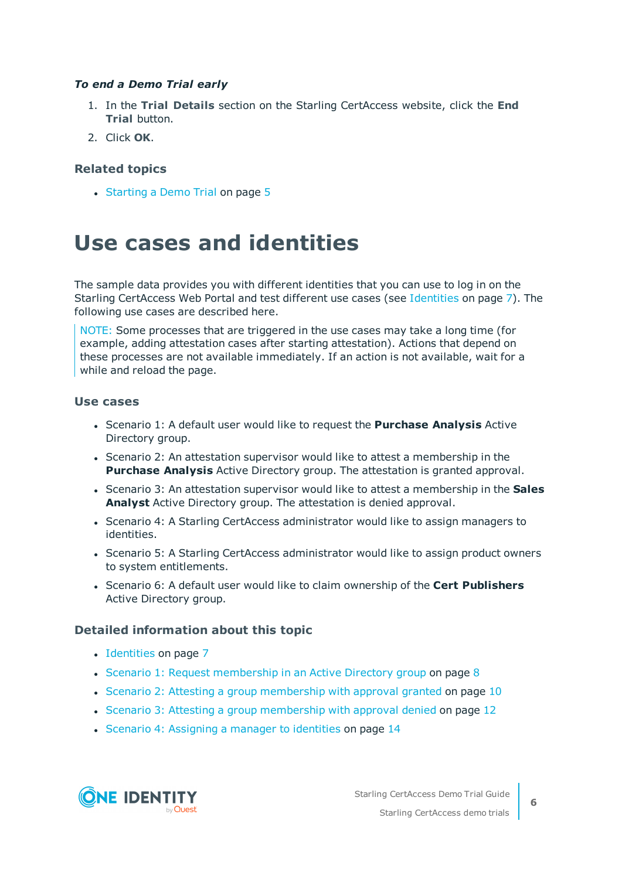***To end a Demo Trial early***

1. In the **Trial Details** section on the Starling CertAccess website, click the **End Trial** button.
2. Click **OK**.

### Related topics

- Starting a Demo Trial on page 5

# Use cases and identities

The sample data provides you with different identities that you can use to log in on the Starling CertAccess Web Portal and test different use cases (see Identities on page 7). The following use cases are described here.

> NOTE: Some processes that are triggered in the use cases may take a long time (for example, adding attestation cases after starting attestation). Actions that depend on these processes are not available immediately. If an action is not available, wait for a while and reload the page.

### Use cases

- Scenario 1: A default user would like to request the **Purchase Analysis** Active Directory group.
- Scenario 2: An attestation supervisor would like to attest a membership in the **Purchase Analysis** Active Directory group. The attestation is granted approval.
- Scenario 3: An attestation supervisor would like to attest a membership in the **Sales Analyst** Active Directory group. The attestation is denied approval.
- Scenario 4: A Starling CertAccess administrator would like to assign managers to identities.
- Scenario 5: A Starling CertAccess administrator would like to assign product owners to system entitlements.
- Scenario 6: A default user would like to claim ownership of the **Cert Publishers** Active Directory group.

### Detailed information about this topic

- Identities on page 7
- Scenario 1: Request membership in an Active Directory group on page 8
- Scenario 2: Attesting a group membership with approval granted on page 10
- Scenario 3: Attesting a group membership with approval denied on page 12
- Scenario 4: Assigning a manager to identities on page 14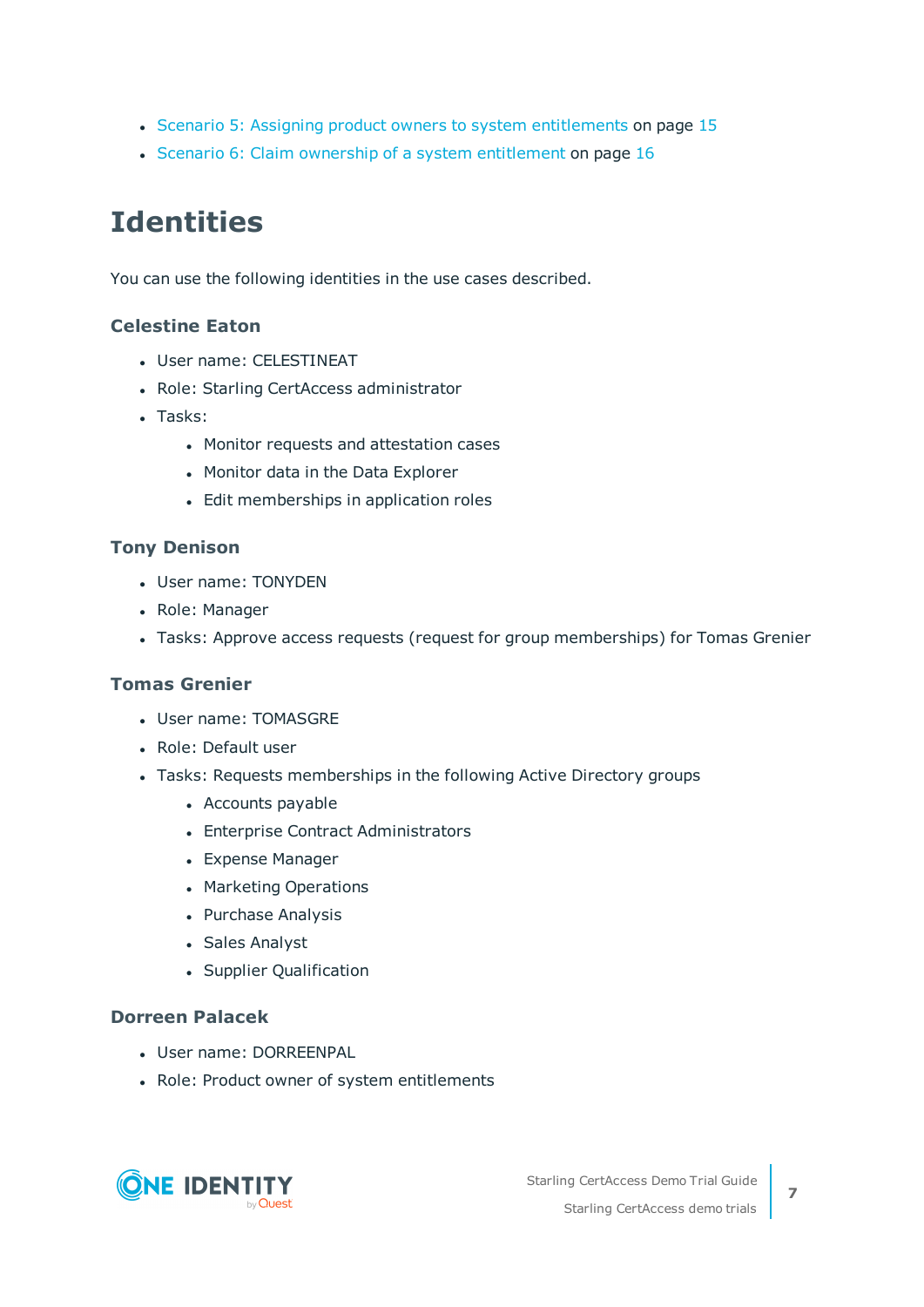- Scenario 5: Assigning product owners to system entitlements on page 15
- Scenario 6: Claim ownership of a system entitlement on page 16

# Identities

You can use the following identities in the use cases described.

### Celestine Eaton

- User name: CELESTINEAT
- Role: Starling CertAccess administrator
- Tasks:
    - Monitor requests and attestation cases
    - Monitor data in the Data Explorer
    - Edit memberships in application roles

### Tony Denison

- User name: TONYDEN
- Role: Manager
- Tasks: Approve access requests (request for group memberships) for Tomas Grenier

### Tomas Grenier

- User name: TOMASGRE
- Role: Default user
- Tasks: Requests memberships in the following Active Directory groups
    - Accounts payable
    - Enterprise Contract Administrators
    - Expense Manager
    - Marketing Operations
    - Purchase Analysis
    - Sales Analyst
    - Supplier Qualification

### Dorreen Palacek

- User name: DORREENPAL
- Role: Product owner of system entitlements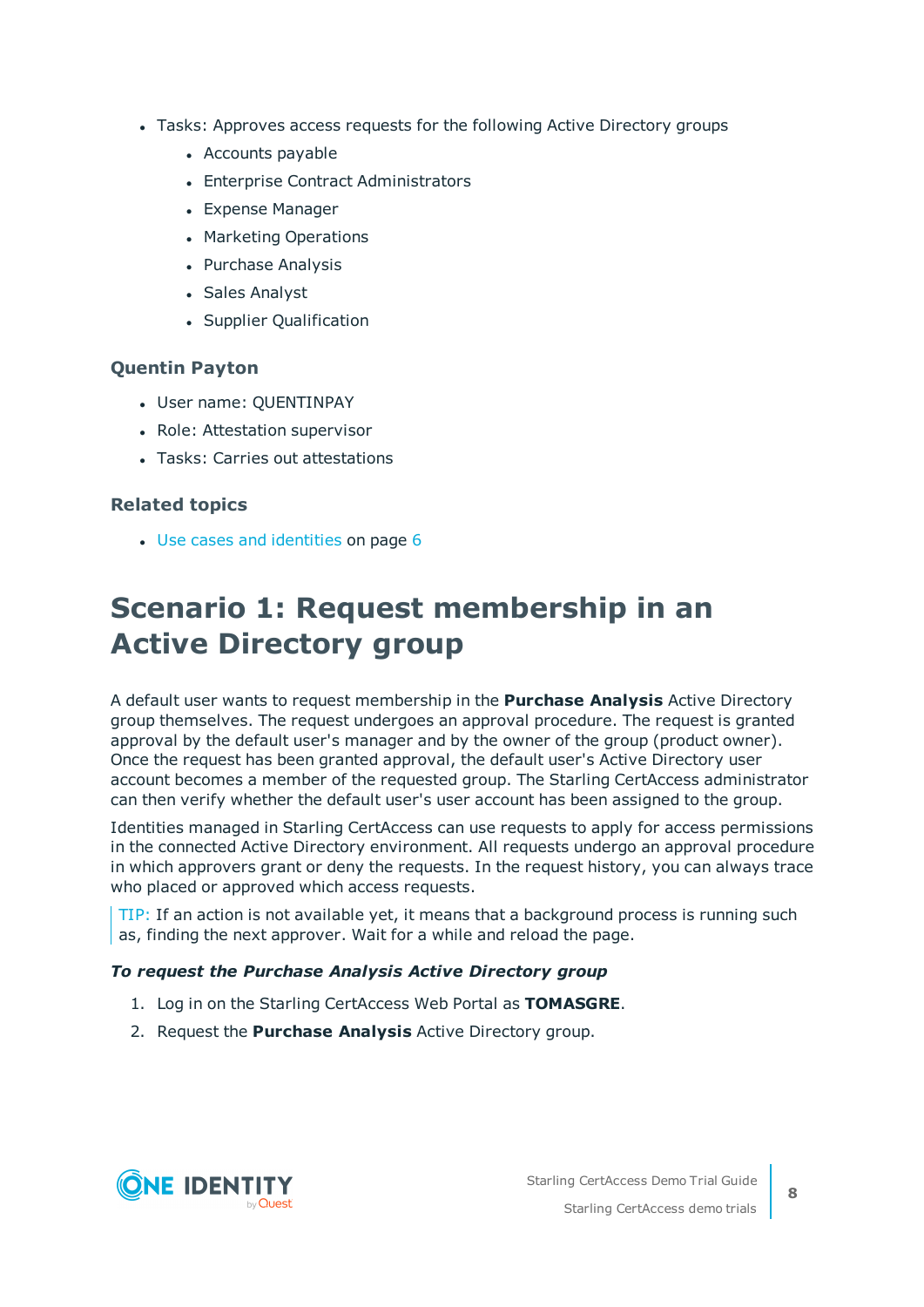- Tasks: Approves access requests for the following Active Directory groups
  - Accounts payable
  - Enterprise Contract Administrators
  - Expense Manager
  - Marketing Operations
  - Purchase Analysis
  - Sales Analyst
  - Supplier Qualification

### Quentin Payton

- User name: QUENTINPAY
- Role: Attestation supervisor
- Tasks: Carries out attestations

### Related topics

- Use cases and identities on page 6

# Scenario 1: Request membership in an Active Directory group

A default user wants to request membership in the **Purchase Analysis** Active Directory group themselves. The request undergoes an approval procedure. The request is granted approval by the default user's manager and by the owner of the group (product owner). Once the request has been granted approval, the default user's Active Directory user account becomes a member of the requested group. The Starling CertAccess administrator can then verify whether the default user's user account has been assigned to the group.

Identities managed in Starling CertAccess can use requests to apply for access permissions in the connected Active Directory environment. All requests undergo an approval procedure in which approvers grant or deny the requests. In the request history, you can always trace who placed or approved which access requests.

> TIP: If an action is not available yet, it means that a background process is running such as, finding the next approver. Wait for a while and reload the page.

***To request the Purchase Analysis Active Directory group***

1. Log in on the Starling CertAccess Web Portal as **TOMASGRE**.
2. Request the **Purchase Analysis** Active Directory group.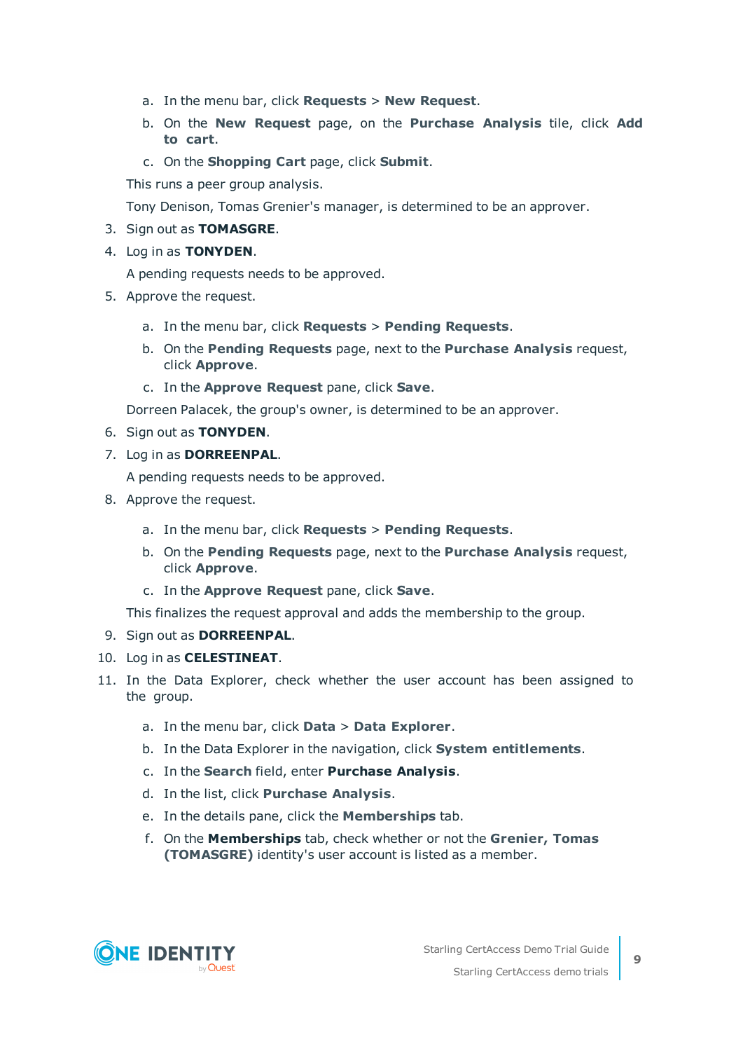a. In the menu bar, click **Requests** > **New Request**.

   b. On the **New Request** page, on the **Purchase Analysis** tile, click **Add to cart**.

   c. On the **Shopping Cart** page, click **Submit**.

   This runs a peer group analysis.

   Tony Denison, Tomas Grenier's manager, is determined to be an approver.

3. Sign out as **TOMASGRE**.
4. Log in as **TONYDEN**.

   A pending requests needs to be approved.

5. Approve the request.

   a. In the menu bar, click **Requests** > **Pending Requests**.

   b. On the **Pending Requests** page, next to the **Purchase Analysis** request, click **Approve**.

   c. In the **Approve Request** pane, click **Save**.

   Dorreen Palacek, the group's owner, is determined to be an approver.

6. Sign out as **TONYDEN**.
7. Log in as **DORREENPAL**.

   A pending requests needs to be approved.

8. Approve the request.

   a. In the menu bar, click **Requests** > **Pending Requests**.

   b. On the **Pending Requests** page, next to the **Purchase Analysis** request, click **Approve**.

   c. In the **Approve Request** pane, click **Save**.

   This finalizes the request approval and adds the membership to the group.

9. Sign out as **DORREENPAL**.
10. Log in as **CELESTINEAT**.
11. In the Data Explorer, check whether the user account has been assigned to the group.

    a. In the menu bar, click **Data** > **Data Explorer**.

    b. In the Data Explorer in the navigation, click **System entitlements**.

    c. In the **Search** field, enter **Purchase Analysis**.

    d. In the list, click **Purchase Analysis**.

    e. In the details pane, click the **Memberships** tab.

    f. On the **Memberships** tab, check whether or not the **Grenier, Tomas (TOMASGRE)** identity's user account is listed as a member.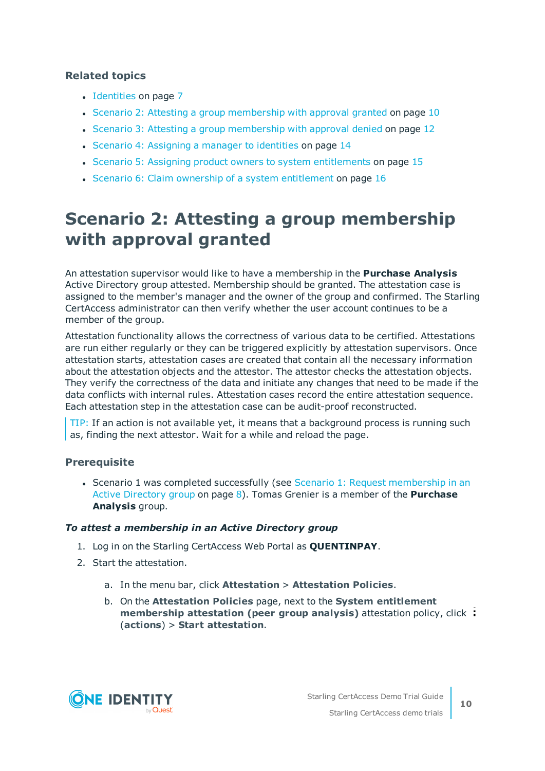### Related topics

- Identities on page 7
- Scenario 2: Attesting a group membership with approval granted on page 10
- Scenario 3: Attesting a group membership with approval denied on page 12
- Scenario 4: Assigning a manager to identities on page 14
- Scenario 5: Assigning product owners to system entitlements on page 15
- Scenario 6: Claim ownership of a system entitlement on page 16

# Scenario 2: Attesting a group membership with approval granted

An attestation supervisor would like to have a membership in the **Purchase Analysis** Active Directory group attested. Membership should be granted. The attestation case is assigned to the member's manager and the owner of the group and confirmed. The Starling CertAccess administrator can then verify whether the user account continues to be a member of the group.

Attestation functionality allows the correctness of various data to be certified. Attestations are run either regularly or they can be triggered explicitly by attestation supervisors. Once attestation starts, attestation cases are created that contain all the necessary information about the attestation objects and the attestor. The attestor checks the attestation objects. They verify the correctness of the data and initiate any changes that need to be made if the data conflicts with internal rules. Attestation cases record the entire attestation sequence. Each attestation step in the attestation case can be audit-proof reconstructed.

> TIP: If an action is not available yet, it means that a background process is running such as, finding the next attestor. Wait for a while and reload the page.

### Prerequisite

- Scenario 1 was completed successfully (see Scenario 1: Request membership in an Active Directory group on page 8). Tomas Grenier is a member of the **Purchase Analysis** group.

***To attest a membership in an Active Directory group***

1. Log in on the Starling CertAccess Web Portal as **QUENTINPAY**.
2. Start the attestation.
   a. In the menu bar, click **Attestation** > **Attestation Policies**.
   b. On the **Attestation Policies** page, next to the **System entitlement membership attestation (peer group analysis)** attestation policy, click ⋮ (**actions**) > **Start attestation**.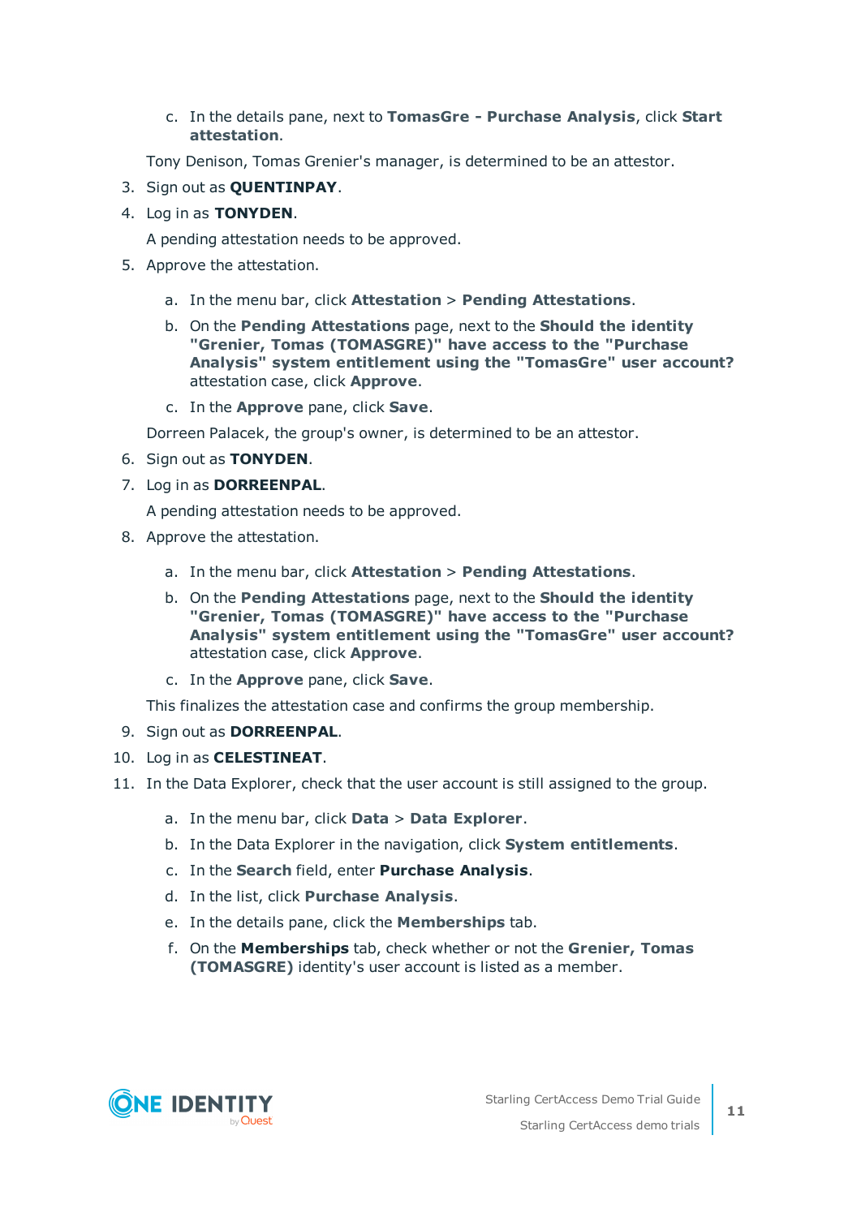c. In the details pane, next to **TomasGre - Purchase Analysis**, click **Start attestation**.

   Tony Denison, Tomas Grenier's manager, is determined to be an attestor.

3. Sign out as **QUENTINPAY**.
4. Log in as **TONYDEN**.

   A pending attestation needs to be approved.

5. Approve the attestation.

   a. In the menu bar, click **Attestation** > **Pending Attestations**.

   b. On the **Pending Attestations** page, next to the **Should the identity "Grenier, Tomas (TOMASGRE)" have access to the "Purchase Analysis" system entitlement using the "TomasGre" user account?** attestation case, click **Approve**.

   c. In the **Approve** pane, click **Save**.

   Dorreen Palacek, the group's owner, is determined to be an attestor.

6. Sign out as **TONYDEN**.
7. Log in as **DORREENPAL**.

   A pending attestation needs to be approved.

8. Approve the attestation.

   a. In the menu bar, click **Attestation** > **Pending Attestations**.

   b. On the **Pending Attestations** page, next to the **Should the identity "Grenier, Tomas (TOMASGRE)" have access to the "Purchase Analysis" system entitlement using the "TomasGre" user account?** attestation case, click **Approve**.

   c. In the **Approve** pane, click **Save**.

   This finalizes the attestation case and confirms the group membership.

9. Sign out as **DORREENPAL**.
10. Log in as **CELESTINEAT**.
11. In the Data Explorer, check that the user account is still assigned to the group.

    a. In the menu bar, click **Data** > **Data Explorer**.

    b. In the Data Explorer in the navigation, click **System entitlements**.

    c. In the **Search** field, enter **Purchase Analysis**.

    d. In the list, click **Purchase Analysis**.

    e. In the details pane, click the **Memberships** tab.

    f. On the **Memberships** tab, check whether or not the **Grenier, Tomas (TOMASGRE)** identity's user account is listed as a member.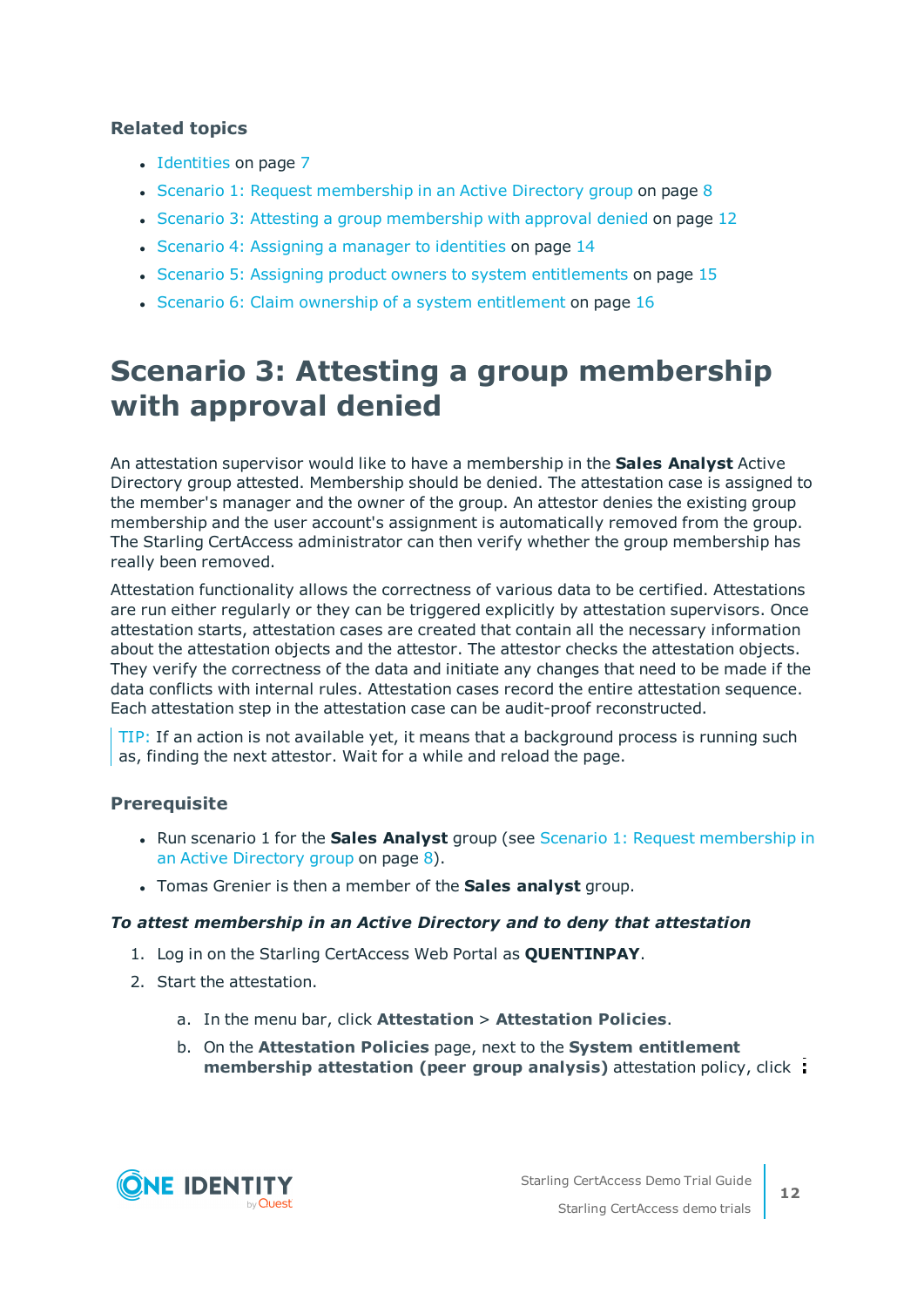### Related topics

- Identities on page 7
- Scenario 1: Request membership in an Active Directory group on page 8
- Scenario 3: Attesting a group membership with approval denied on page 12
- Scenario 4: Assigning a manager to identities on page 14
- Scenario 5: Assigning product owners to system entitlements on page 15
- Scenario 6: Claim ownership of a system entitlement on page 16

# Scenario 3: Attesting a group membership with approval denied

An attestation supervisor would like to have a membership in the **Sales Analyst** Active Directory group attested. Membership should be denied. The attestation case is assigned to the member's manager and the owner of the group. An attestor denies the existing group membership and the user account's assignment is automatically removed from the group. The Starling CertAccess administrator can then verify whether the group membership has really been removed.

Attestation functionality allows the correctness of various data to be certified. Attestations are run either regularly or they can be triggered explicitly by attestation supervisors. Once attestation starts, attestation cases are created that contain all the necessary information about the attestation objects and the attestor. The attestor checks the attestation objects. They verify the correctness of the data and initiate any changes that need to be made if the data conflicts with internal rules. Attestation cases record the entire attestation sequence. Each attestation step in the attestation case can be audit-proof reconstructed.

> TIP: If an action is not available yet, it means that a background process is running such as, finding the next attestor. Wait for a while and reload the page.

### Prerequisite

- Run scenario 1 for the **Sales Analyst** group (see Scenario 1: Request membership in an Active Directory group on page 8).
- Tomas Grenier is then a member of the **Sales analyst** group.

***To attest membership in an Active Directory and to deny that attestation***

1. Log in on the Starling CertAccess Web Portal as **QUENTINPAY**.
2. Start the attestation.

   a. In the menu bar, click **Attestation** > **Attestation Policies**.

   b. On the **Attestation Policies** page, next to the **System entitlement membership attestation (peer group analysis)** attestation policy, click ⋮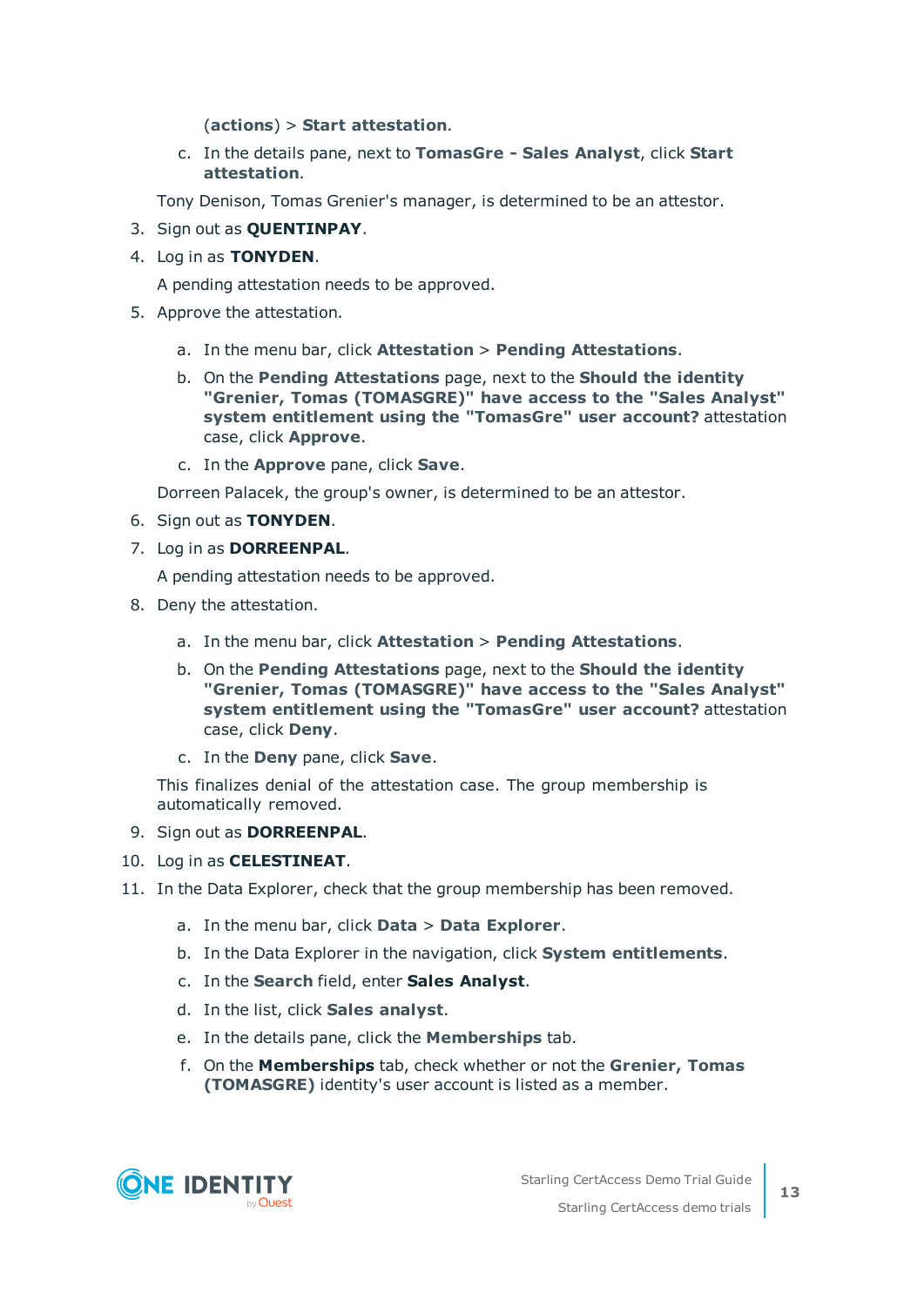(**actions**) > **Start attestation**.

   c. In the details pane, next to **TomasGre - Sales Analyst**, click **Start attestation**.

   Tony Denison, Tomas Grenier's manager, is determined to be an attestor.

3. Sign out as **QUENTINPAY**.
4. Log in as **TONYDEN**.

   A pending attestation needs to be approved.

5. Approve the attestation.

   a. In the menu bar, click **Attestation** > **Pending Attestations**.

   b. On the **Pending Attestations** page, next to the **Should the identity "Grenier, Tomas (TOMASGRE)" have access to the "Sales Analyst" system entitlement using the "TomasGre" user account?** attestation case, click **Approve**.

   c. In the **Approve** pane, click **Save**.

   Dorreen Palacek, the group's owner, is determined to be an attestor.

6. Sign out as **TONYDEN**.
7. Log in as **DORREENPAL**.

   A pending attestation needs to be approved.

8. Deny the attestation.

   a. In the menu bar, click **Attestation** > **Pending Attestations**.

   b. On the **Pending Attestations** page, next to the **Should the identity "Grenier, Tomas (TOMASGRE)" have access to the "Sales Analyst" system entitlement using the "TomasGre" user account?** attestation case, click **Deny**.

   c. In the **Deny** pane, click **Save**.

   This finalizes denial of the attestation case. The group membership is automatically removed.

9. Sign out as **DORREENPAL**.
10. Log in as **CELESTINEAT**.
11. In the Data Explorer, check that the group membership has been removed.

    a. In the menu bar, click **Data** > **Data Explorer**.

    b. In the Data Explorer in the navigation, click **System entitlements**.

    c. In the **Search** field, enter **Sales Analyst**.

    d. In the list, click **Sales analyst**.

    e. In the details pane, click the **Memberships** tab.

    f. On the **Memberships** tab, check whether or not the **Grenier, Tomas (TOMASGRE)** identity's user account is listed as a member.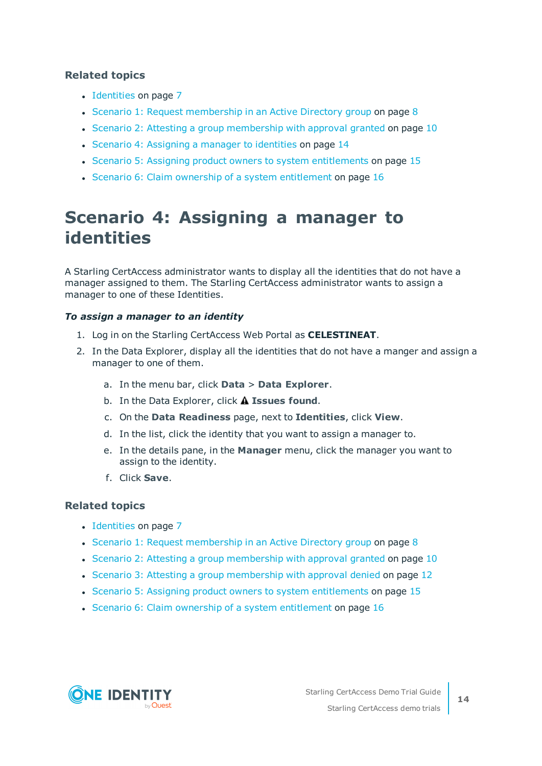### Related topics

- Identities on page 7
- Scenario 1: Request membership in an Active Directory group on page 8
- Scenario 2: Attesting a group membership with approval granted on page 10
- Scenario 4: Assigning a manager to identities on page 14
- Scenario 5: Assigning product owners to system entitlements on page 15
- Scenario 6: Claim ownership of a system entitlement on page 16

# Scenario 4: Assigning a manager to identities

A Starling CertAccess administrator wants to display all the identities that do not have a manager assigned to them. The Starling CertAccess administrator wants to assign a manager to one of these Identities.

***To assign a manager to an identity***

1. Log in on the Starling CertAccess Web Portal as **CELESTINEAT**.
2. In the Data Explorer, display all the identities that do not have a manger and assign a manager to one of them.

   a. In the menu bar, click **Data** > **Data Explorer**.

   b. In the Data Explorer, click ⚠ **Issues found**.

   c. On the **Data Readiness** page, next to **Identities**, click **View**.

   d. In the list, click the identity that you want to assign a manager to.

   e. In the details pane, in the **Manager** menu, click the manager you want to assign to the identity.

   f. Click **Save**.

### Related topics

- Identities on page 7
- Scenario 1: Request membership in an Active Directory group on page 8
- Scenario 2: Attesting a group membership with approval granted on page 10
- Scenario 3: Attesting a group membership with approval denied on page 12
- Scenario 5: Assigning product owners to system entitlements on page 15
- Scenario 6: Claim ownership of a system entitlement on page 16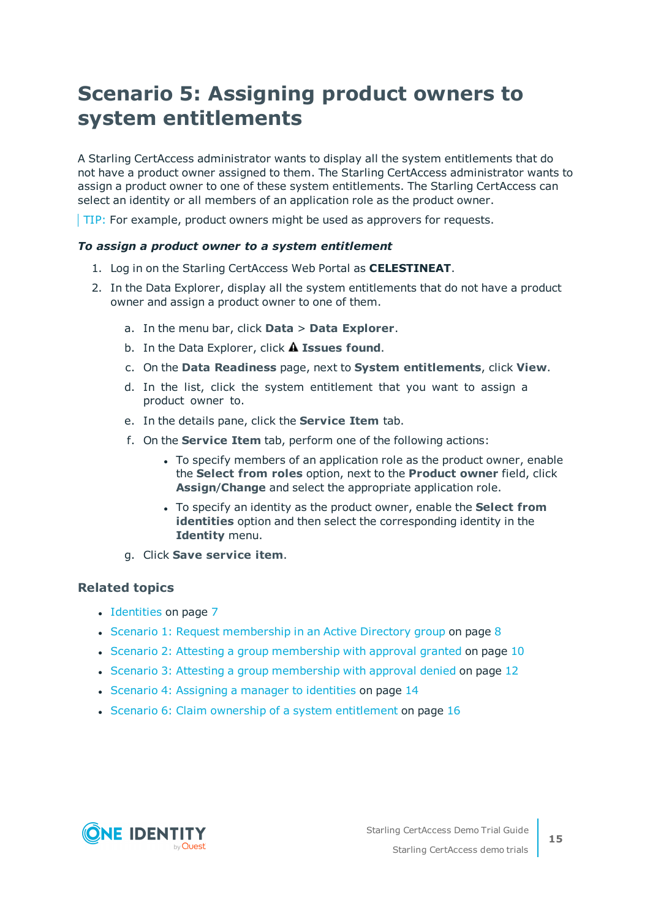# Scenario 5: Assigning product owners to system entitlements

A Starling CertAccess administrator wants to display all the system entitlements that do not have a product owner assigned to them. The Starling CertAccess administrator wants to assign a product owner to one of these system entitlements. The Starling CertAccess can select an identity or all members of an application role as the product owner.

TIP: For example, product owners might be used as approvers for requests.

***To assign a product owner to a system entitlement***

1. Log in on the Starling CertAccess Web Portal as **CELESTINEAT**.
2. In the Data Explorer, display all the system entitlements that do not have a product owner and assign a product owner to one of them.
   a. In the menu bar, click **Data** > **Data Explorer**.
   b. In the Data Explorer, click ⚠ **Issues found**.
   c. On the **Data Readiness** page, next to **System entitlements**, click **View**.
   d. In the list, click the system entitlement that you want to assign a product owner to.
   e. In the details pane, click the **Service Item** tab.
   f. On the **Service Item** tab, perform one of the following actions:
      - To specify members of an application role as the product owner, enable the **Select from roles** option, next to the **Product owner** field, click **Assign**/**Change** and select the appropriate application role.
      - To specify an identity as the product owner, enable the **Select from identities** option and then select the corresponding identity in the **Identity** menu.
   g. Click **Save service item**.

### Related topics

- Identities on page 7
- Scenario 1: Request membership in an Active Directory group on page 8
- Scenario 2: Attesting a group membership with approval granted on page 10
- Scenario 3: Attesting a group membership with approval denied on page 12
- Scenario 4: Assigning a manager to identities on page 14
- Scenario 6: Claim ownership of a system entitlement on page 16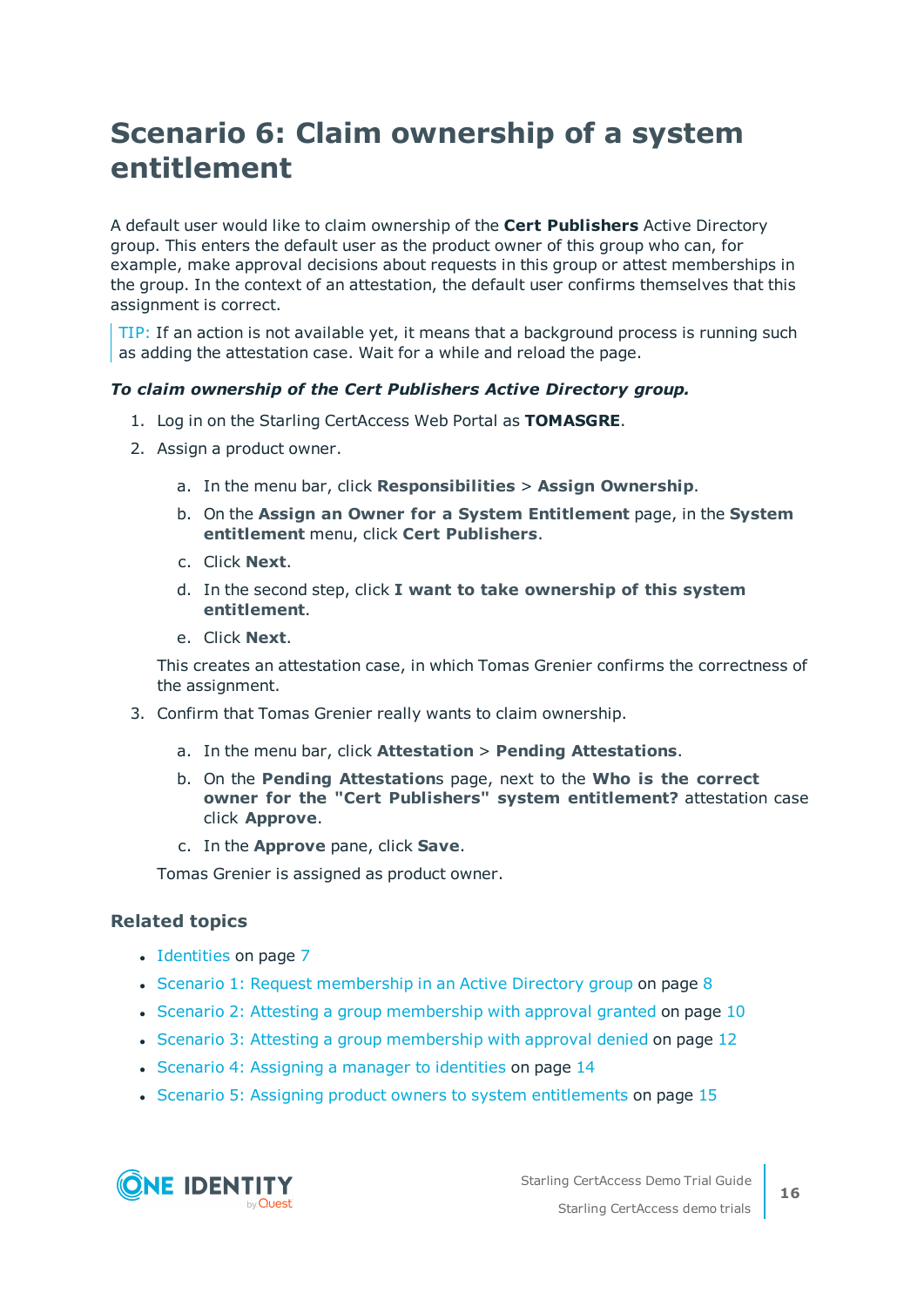# Scenario 6: Claim ownership of a system entitlement

A default user would like to claim ownership of the **Cert Publishers** Active Directory group. This enters the default user as the product owner of this group who can, for example, make approval decisions about requests in this group or attest memberships in the group. In the context of an attestation, the default user confirms themselves that this assignment is correct.

> TIP: If an action is not available yet, it means that a background process is running such as adding the attestation case. Wait for a while and reload the page.

***To claim ownership of the Cert Publishers Active Directory group.***

1. Log in on the Starling CertAccess Web Portal as **TOMASGRE**.
2. Assign a product owner.
   a. In the menu bar, click **Responsibilities** > **Assign Ownership**.
   b. On the **Assign an Owner for a System Entitlement** page, in the **System entitlement** menu, click **Cert Publishers**.
   c. Click **Next**.
   d. In the second step, click **I want to take ownership of this system entitlement**.
   e. Click **Next**.

   This creates an attestation case, in which Tomas Grenier confirms the correctness of the assignment.
3. Confirm that Tomas Grenier really wants to claim ownership.
   a. In the menu bar, click **Attestation** > **Pending Attestations**.
   b. On the **Pending Attestations** page, next to the **Who is the correct owner for the "Cert Publishers" system entitlement?** attestation case click **Approve**.
   c. In the **Approve** pane, click **Save**.

   Tomas Grenier is assigned as product owner.

### Related topics

- Identities on page 7
- Scenario 1: Request membership in an Active Directory group on page 8
- Scenario 2: Attesting a group membership with approval granted on page 10
- Scenario 3: Attesting a group membership with approval denied on page 12
- Scenario 4: Assigning a manager to identities on page 14
- Scenario 5: Assigning product owners to system entitlements on page 15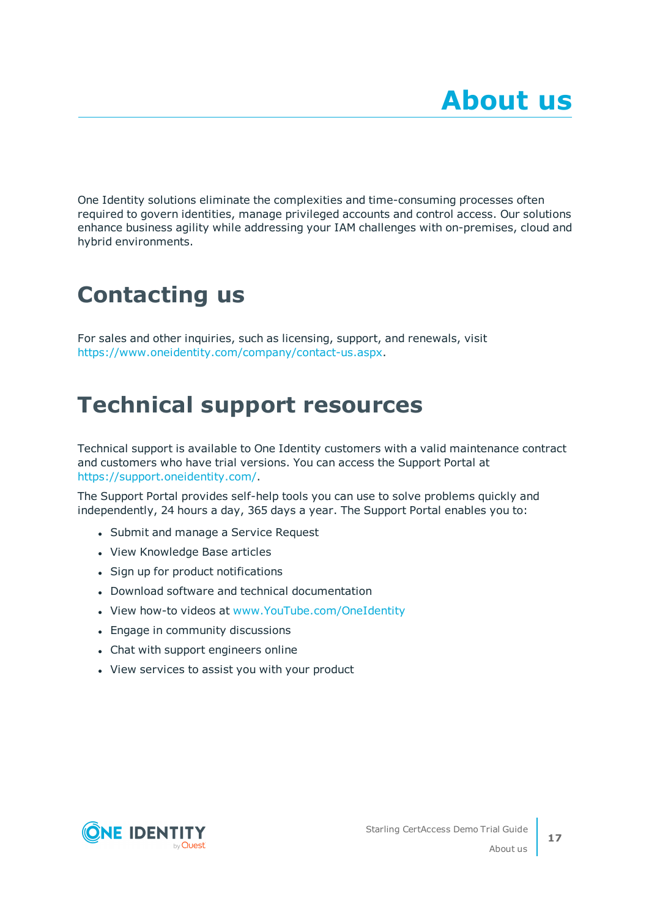# About us

One Identity solutions eliminate the complexities and time-consuming processes often required to govern identities, manage privileged accounts and control access. Our solutions enhance business agility while addressing your IAM challenges with on-premises, cloud and hybrid environments.

## Contacting us

For sales and other inquiries, such as licensing, support, and renewals, visit https://www.oneidentity.com/company/contact-us.aspx.

## Technical support resources

Technical support is available to One Identity customers with a valid maintenance contract and customers who have trial versions. You can access the Support Portal at https://support.oneidentity.com/.

The Support Portal provides self-help tools you can use to solve problems quickly and independently, 24 hours a day, 365 days a year. The Support Portal enables you to:

- Submit and manage a Service Request
- View Knowledge Base articles
- Sign up for product notifications
- Download software and technical documentation
- View how-to videos at www.YouTube.com/OneIdentity
- Engage in community discussions
- Chat with support engineers online
- View services to assist you with your product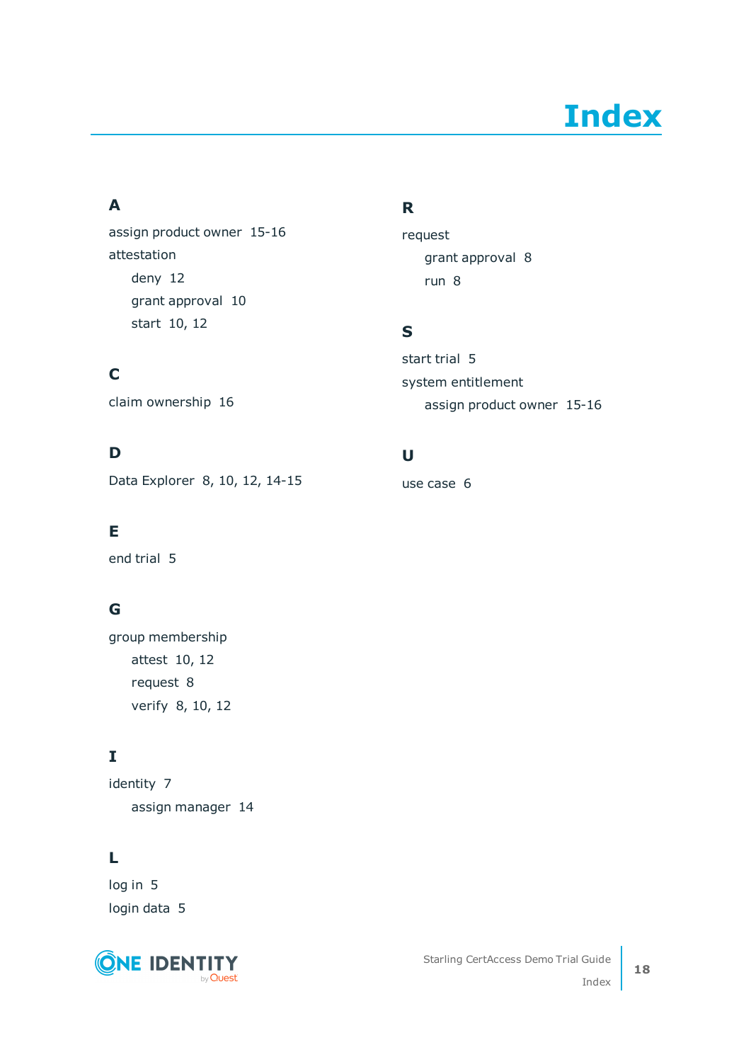# Index

## A

assign product owner 15-16

attestation

- deny 12
- grant approval 10
- start 10, 12

## C

claim ownership 16

## D

Data Explorer 8, 10, 12, 14-15

## E

end trial 5

## G

group membership

- attest 10, 12
- request 8
- verify 8, 10, 12

## I

identity 7

- assign manager 14

## L

log in 5

login data 5

## R

request

- grant approval 8
- run 8

## S

start trial 5

system entitlement

- assign product owner 15-16

## U

use case 6